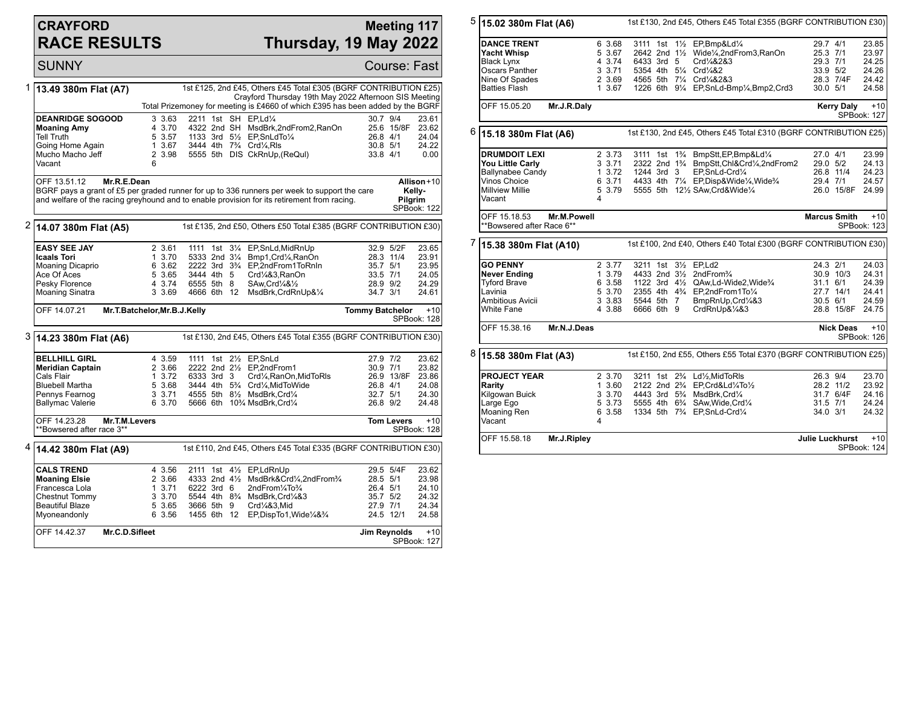# CRAYFORD RACE RESULTS

## Meeting 117 — Thursday, 19 May 2022

SUNNY — Course: Fast

### 1 — 13.49 380m Flat (A7)

1st £125, 2nd £45, Others £45 Total £305 (BGRF CONTRIBUTION £25)
Crayford Thursday 19th May 2022 Afternoon SIS Meeting
Total Prizemoney for meeting is £4660 of which £395 has been added by the BGRF

| Greyhound | Trap | Split | Sectionals | Pos | Dist | Comment | Weight | SP | Time |
|---|---|---|---|---|---|---|---|---|---|
| **DEANRIDGE SOGOOD** | 3 | 3.63 | 2211 | 1st | SH | EP,Ld¼ | 30.7 | 9/4 | 23.61 |
| **Moaning Amy** | 4 | 3.70 | 4322 | 2nd | SH | MsdBrk,2ndFrom2,RanOn | 25.6 | 15/8F | 23.62 |
| Tell Truth | 5 | 3.57 | 1133 | 3rd | 5½ | EP,SnLdTo¼ | 26.8 | 4/1 | 24.04 |
| Going Home Again | 1 | 3.67 | 3444 | 4th | 7¾ | Crd¼,Rls | 30.8 | 5/1 | 24.22 |
| Mucho Macho Jeff | 2 | 3.98 | 5555 | 5th | DIS | CkRnUp,(ReQul) | 33.8 | 4/1 | 0.00 |
| Vacant | 6 | | | | | | | | |

OFF 13.51.12 **Mr.R.E.Dean** — Allison Kelly-Pilgrim +10 — SPBook: 122

BGRF pays a grant of £5 per graded runner for up to 336 runners per week to support the care and welfare of the racing greyhound and to enable provision for its retirement from racing.

### 2 — 14.07 380m Flat (A5)

1st £135, 2nd £50, Others £50 Total £385 (BGRF CONTRIBUTION £30)

| Greyhound | Trap | Split | Sectionals | Pos | Dist | Comment | Weight | SP | Time |
|---|---|---|---|---|---|---|---|---|---|
| **EASY SEE JAY** | 2 | 3.61 | 1111 | 1st | 3¼ | EP,SnLd,MidRnUp | 32.9 | 5/2F | 23.65 |
| **Icaals Tori** | 1 | 3.70 | 5333 | 2nd | 3¼ | Bmp1,Crd¼,RanOn | 28.3 | 11/4 | 23.91 |
| Moaning Dicaprio | 6 | 3.62 | 2222 | 3rd | 3¾ | EP,2ndFrom1ToRnIn | 35.7 | 5/1 | 23.95 |
| Ace Of Aces | 5 | 3.65 | 3444 | 4th | 5 | Crd¼&3,RanOn | 33.5 | 7/1 | 24.05 |
| Pesky Florence | 4 | 3.74 | 6555 | 5th | 8 | SAw,Crd¼&½ | 28.9 | 9/2 | 24.29 |
| Moaning Sinatra | 3 | 3.69 | 4666 | 6th | 12 | MsdBrk,CrdRnUp&¼ | 34.7 | 3/1 | 24.61 |

OFF 14.07.21 **Mr.T.Batchelor,Mr.B.J.Kelly** — Tommy Batchelor +10 — SPBook: 128

### 3 — 14.23 380m Flat (A6)

1st £130, 2nd £45, Others £45 Total £355 (BGRF CONTRIBUTION £30)

| Greyhound | Trap | Split | Sectionals | Pos | Dist | Comment | Weight | SP | Time |
|---|---|---|---|---|---|---|---|---|---|
| **BELLHILL GIRL** | 4 | 3.59 | 1111 | 1st | 2½ | EP,SnLd | 27.9 | 7/2 | 23.62 |
| **Meridian Captain** | 2 | 3.66 | 2222 | 2nd | 2½ | EP,2ndFrom1 | 30.9 | 7/1 | 23.82 |
| Cals Flair | 1 | 3.72 | 6333 | 3rd | 3 | Crd¼,RanOn,MidToRls | 26.9 | 13/8F | 23.86 |
| Bluebell Martha | 5 | 3.68 | 3444 | 4th | 5¾ | Crd¼,MidToWide | 26.8 | 4/1 | 24.08 |
| Pennys Fearnog | 3 | 3.71 | 4555 | 5th | 8½ | MsdBrk,Crd¼ | 32.7 | 5/1 | 24.30 |
| Ballymac Valerie | 6 | 3.70 | 5666 | 6th | 10¾ | MsdBrk,Crd¼ | 26.8 | 9/2 | 24.48 |

OFF 14.23.28 **Mr.T.M.Levers** — Tom Levers +10 — SPBook: 128
**Bowsered after race 3**

### 4 — 14.42 380m Flat (A9)

1st £110, 2nd £45, Others £45 Total £335 (BGRF CONTRIBUTION £30)

| Greyhound | Trap | Split | Sectionals | Pos | Dist | Comment | Weight | SP | Time |
|---|---|---|---|---|---|---|---|---|---|
| **CALS TREND** | 4 | 3.56 | 2111 | 1st | 4½ | EP,LdRnUp | 29.5 | 5/4F | 23.62 |
| **Moaning Elsie** | 2 | 3.66 | 4333 | 2nd | 4½ | MsdBrk&Crd¼,2ndFrom¾ | 28.5 | 5/1 | 23.98 |
| Francesca Lola | 1 | 3.71 | 6222 | 3rd | 6 | 2ndFrom¼To¾ | 26.4 | 5/1 | 24.10 |
| Chestnut Tommy | 3 | 3.70 | 5544 | 4th | 8¾ | MsdBrk,Crd¼&3 | 35.7 | 5/2 | 24.32 |
| Beautiful Blaze | 5 | 3.65 | 3666 | 5th | 9 | Crd¼&3,Mid | 27.9 | 7/1 | 24.34 |
| Myoneandonly | 6 | 3.56 | 1455 | 6th | 12 | EP,DispTo1,Wide¼&¾ | 24.5 | 12/1 | 24.58 |

OFF 14.42.37 **Mr.C.D.Sifleet** — Jim Reynolds +10 — SPBook: 127

### 5 — 15.02 380m Flat (A6)

1st £130, 2nd £45, Others £45 Total £355 (BGRF CONTRIBUTION £30)

| Greyhound | Trap | Split | Sectionals | Pos | Dist | Comment | Weight | SP | Time |
|---|---|---|---|---|---|---|---|---|---|
| **DANCE TRENT** | 6 | 3.68 | 3111 | 1st | 1½ | EP,Bmp&Ld¼ | 29.7 | 4/1 | 23.85 |
| **Yacht Whisp** | 5 | 3.67 | 2642 | 2nd | 1½ | Wide¼,2ndFrom3,RanOn | 25.3 | 7/1 | 23.97 |
| Black Lynx | 4 | 3.74 | 6433 | 3rd | 5 | Crd¼&2&3 | 29.3 | 7/1 | 24.25 |
| Oscars Panther | 3 | 3.71 | 5354 | 4th | 5¼ | Crd¼&2 | 33.9 | 5/2 | 24.26 |
| Nine Of Spades | 2 | 3.69 | 4565 | 5th | 7¼ | Crd¼&2&3 | 28.3 | 7/4F | 24.42 |
| Batties Flash | 1 | 3.67 | 1226 | 6th | 9¼ | EP,SnLd-Bmp¼,Bmp2,Crd3 | 30.0 | 5/1 | 24.58 |

OFF 15.05.20 **Mr.J.R.Daly** — Kerry Daly +10 — SPBook: 127

### 6 — 15.18 380m Flat (A6)

1st £130, 2nd £45, Others £45 Total £310 (BGRF CONTRIBUTION £25)

| Greyhound | Trap | Split | Sectionals | Pos | Dist | Comment | Weight | SP | Time |
|---|---|---|---|---|---|---|---|---|---|
| **DRUMDOIT LEXI** | 2 | 3.73 | 3111 | 1st | 1¾ | BmpStt,EP,Bmp&Ld¼ | 27.0 | 4/1 | 23.99 |
| **You Little Carly** | 3 | 3.71 | 2322 | 2nd | 1¾ | BmpStt,Chl&Crd¼,2ndFrom2 | 29.0 | 5/2 | 24.13 |
| Ballynabee Candy | 1 | 3.72 | 1244 | 3rd | 3 | EP,SnLd-Crd¼ | 26.8 | 11/4 | 24.23 |
| Vinos Choice | 6 | 3.71 | 4433 | 4th | 7¼ | EP,Disp&Wide¼,Wide¾ | 29.4 | 7/1 | 24.57 |
| Millview Millie | 5 | 3.79 | 5555 | 5th | 12½ | SAw,Crd&Wide¼ | 26.0 | 15/8F | 24.99 |
| Vacant | 4 | | | | | | | | |

OFF 15.18.53 **Mr.M.Powell** — Marcus Smith +10 — SPBook: 123
**Bowsered after Race 6**

### 7 — 15.38 380m Flat (A10)

1st £100, 2nd £40, Others £40 Total £300 (BGRF CONTRIBUTION £30)

| Greyhound | Trap | Split | Sectionals | Pos | Dist | Comment | Weight | SP | Time |
|---|---|---|---|---|---|---|---|---|---|
| **GO PENNY** | 2 | 3.77 | 3211 | 1st | 3½ | EP,Ld2 | 24.3 | 2/1 | 24.03 |
| **Never Ending** | 1 | 3.79 | 4433 | 2nd | 3½ | 2ndFrom¾ | 30.9 | 10/3 | 24.31 |
| Tyford Brave | 6 | 3.58 | 1122 | 3rd | 4½ | QAw,Ld-Wide2,Wide¾ | 31.1 | 6/1 | 24.39 |
| Lavinia | 5 | 3.70 | 2355 | 4th | 4¾ | EP,2ndFrom1To¼ | 27.7 | 14/1 | 24.41 |
| Ambitious Avicii | 3 | 3.83 | 5544 | 5th | 7 | BmpRnUp,Crd¼&3 | 30.5 | 6/1 | 24.59 |
| White Fane | 4 | 3.88 | 6666 | 6th | 9 | CrdRnUp&¼&3 | 28.8 | 15/8F | 24.75 |

OFF 15.38.16 **Mr.N.J.Deas** — Nick Deas +10 — SPBook: 126

### 8 — 15.58 380m Flat (A3)

1st £150, 2nd £55, Others £55 Total £370 (BGRF CONTRIBUTION £25)

| Greyhound | Trap | Split | Sectionals | Pos | Dist | Comment | Weight | SP | Time |
|---|---|---|---|---|---|---|---|---|---|
| **PROJECT YEAR** | 2 | 3.70 | 3211 | 1st | 2¾ | Ld½,MidToRls | 26.3 | 9/4 | 23.70 |
| **Rarity** | 1 | 3.60 | 2122 | 2nd | 2¾ | EP,Crd&Ld¼To½ | 28.2 | 11/2 | 23.92 |
| Kilgowan Buick | 3 | 3.70 | 4443 | 3rd | 5¾ | MsdBrk,Crd¼ | 31.7 | 6/4F | 24.16 |
| Large Ego | 5 | 3.73 | 5555 | 4th | 6¾ | SAw,Wide,Crd¼ | 31.5 | 7/1 | 24.24 |
| Moaning Ren | 6 | 3.58 | 1334 | 5th | 7¾ | EP,SnLd-Crd¼ | 34.0 | 3/1 | 24.32 |
| Vacant | 4 | | | | | | | | |

OFF 15.58.18 **Mr.J.Ripley** — Julie Luckhurst +10 — SPBook: 124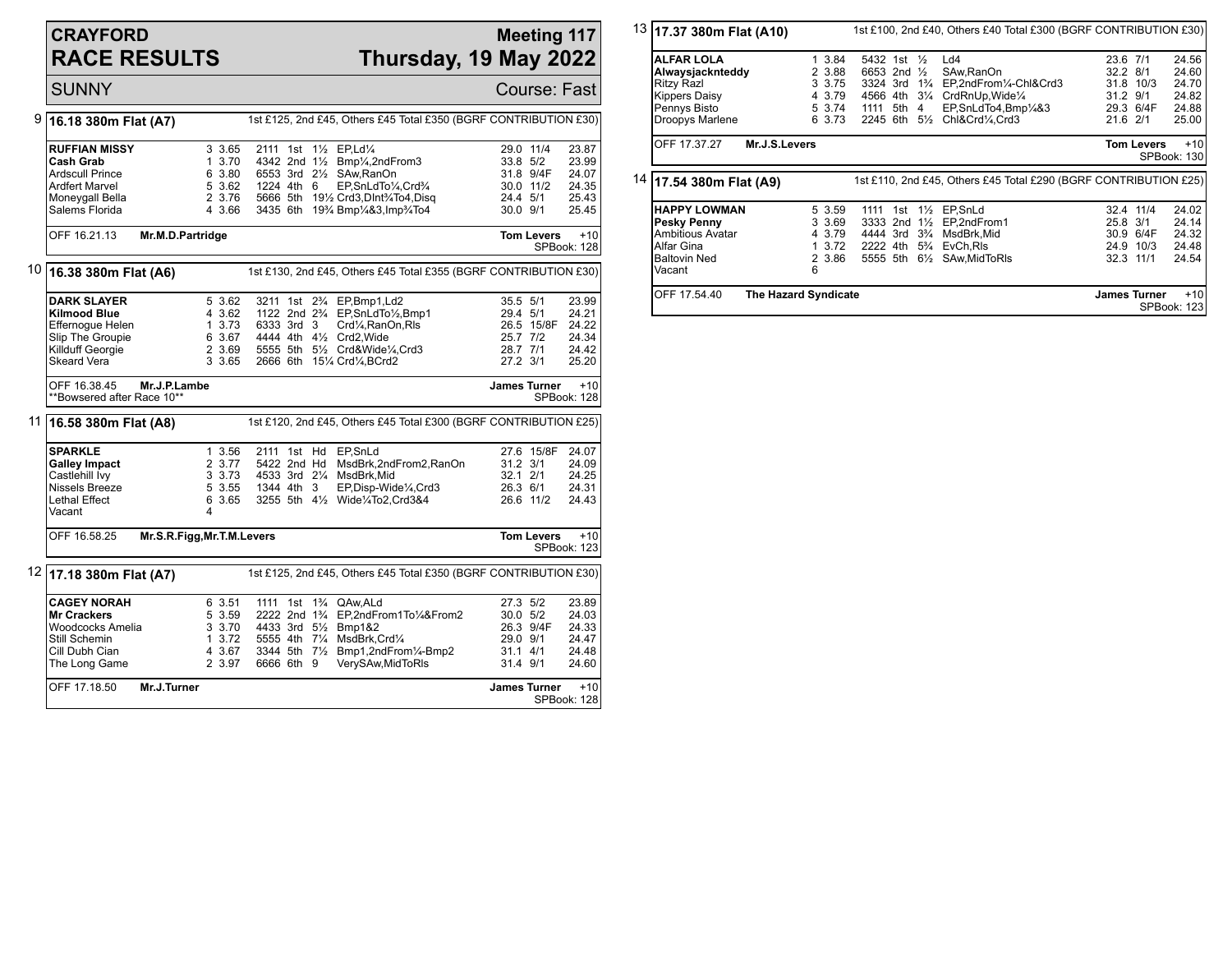# CRAYFORD RACE RESULTS

## Meeting 117 — Thursday, 19 May 2022

SUNNY — Course: Fast

### 9 16.18 380m Flat (A7)

1st £125, 2nd £45, Others £45 Total £350 (BGRF CONTRIBUTION £30)

| | | | | | | | | | |
|---|---|---|---|---|---|---|---|---|---|
| **RUFFIAN MISSY** | 3 | 3.65 | 2111 | 1st | 1½ | EP,Ld¼ | 29.0 | 11/4 | 23.87 |
| **Cash Grab** | 1 | 3.70 | 4342 | 2nd | 1½ | Bmp¼,2ndFrom3 | 33.8 | 5/2 | 23.99 |
| Ardscull Prince | 6 | 3.80 | 6553 | 3rd | 2½ | SAw,RanOn | 31.8 | 9/4F | 24.07 |
| Ardfert Marvel | 5 | 3.62 | 1224 | 4th | 6 | EP,SnLdTo¼,Crd¾ | 30.0 | 11/2 | 24.35 |
| Moneygall Bella | 2 | 3.76 | 5666 | 5th | 19½ | Crd3,DInt¾To4,Disq | 24.4 | 5/1 | 25.43 |
| Salems Florida | 4 | 3.66 | 3435 | 6th | 19¾ | Bmp¼&3,Imp¾To4 | 30.0 | 9/1 | 25.45 |

OFF 16.21.13 **Mr.M.D.Partridge** — **Tom Levers** +10 SPBook: 128

### 10 16.38 380m Flat (A6)

1st £130, 2nd £45, Others £45 Total £355 (BGRF CONTRIBUTION £30)

| | | | | | | | | | |
|---|---|---|---|---|---|---|---|---|---|
| **DARK SLAYER** | 5 | 3.62 | 3211 | 1st | 2¾ | EP,Bmp1,Ld2 | 35.5 | 5/1 | 23.99 |
| **Kilmood Blue** | 4 | 3.62 | 1122 | 2nd | 2¾ | EP,SnLdTo½,Bmp1 | 29.4 | 5/1 | 24.21 |
| Effernogue Helen | 1 | 3.73 | 6333 | 3rd | 3 | Crd¼,RanOn,Rls | 26.5 | 15/8F | 24.22 |
| Slip The Groupie | 6 | 3.67 | 4444 | 4th | 4½ | Crd2,Wide | 25.7 | 7/2 | 24.34 |
| Killduff Georgie | 2 | 3.69 | 5555 | 5th | 5½ | Crd&Wide¼,Crd3 | 28.7 | 7/1 | 24.42 |
| Skeard Vera | 3 | 3.65 | 2666 | 6th | 15¼ | Crd¼,BCrd2 | 27.2 | 3/1 | 25.20 |

OFF 16.38.45 **Mr.J.P.Lambe** — **James Turner** +10 SPBook: 128

**Bowsered after Race 10**

### 11 16.58 380m Flat (A8)

1st £120, 2nd £45, Others £45 Total £300 (BGRF CONTRIBUTION £25)

| | | | | | | | | | |
|---|---|---|---|---|---|---|---|---|---|
| **SPARKLE** | 1 | 3.56 | 2111 | 1st | Hd | EP,SnLd | 27.6 | 15/8F | 24.07 |
| **Galley Impact** | 2 | 3.77 | 5422 | 2nd | Hd | MsdBrk,2ndFrom2,RanOn | 31.2 | 3/1 | 24.09 |
| Castlehill Ivy | 3 | 3.73 | 4533 | 3rd | 2¼ | MsdBrk,Mid | 32.1 | 2/1 | 24.25 |
| Nissels Breeze | 5 | 3.55 | 1344 | 4th | 3 | EP,Disp-Wide¼,Crd3 | 26.3 | 6/1 | 24.31 |
| Lethal Effect | 6 | 3.65 | 3255 | 5th | 4½ | Wide¼To2,Crd3&4 | 26.6 | 11/2 | 24.43 |
| Vacant | 4 | | | | | | | | |

OFF 16.58.25 **Mr.S.R.Figg,Mr.T.M.Levers** — **Tom Levers** +10 SPBook: 123

### 12 17.18 380m Flat (A7)

1st £125, 2nd £45, Others £45 Total £350 (BGRF CONTRIBUTION £30)

| | | | | | | | | | |
|---|---|---|---|---|---|---|---|---|---|
| **CAGEY NORAH** | 6 | 3.51 | 1111 | 1st | 1¾ | QAw,ALd | 27.3 | 5/2 | 23.89 |
| **Mr Crackers** | 5 | 3.59 | 2222 | 2nd | 1¾ | EP,2ndFrom1To¼&From2 | 30.0 | 5/2 | 24.03 |
| Woodcocks Amelia | 3 | 3.70 | 4433 | 3rd | 5½ | Bmp1&2 | 26.3 | 9/4F | 24.33 |
| Still Schemin | 1 | 3.72 | 5555 | 4th | 7¼ | MsdBrk,Crd¼ | 29.0 | 9/1 | 24.47 |
| Cill Dubh Cian | 4 | 3.67 | 3344 | 5th | 7½ | Bmp1,2ndFrom¼-Bmp2 | 31.1 | 4/1 | 24.48 |
| The Long Game | 2 | 3.97 | 6666 | 6th | 9 | VerySAw,MidToRls | 31.4 | 9/1 | 24.60 |

OFF 17.18.50 **Mr.J.Turner** — **James Turner** +10 SPBook: 128

### 13 17.37 380m Flat (A10)

1st £100, 2nd £40, Others £40 Total £300 (BGRF CONTRIBUTION £30)

| | | | | | | | | | |
|---|---|---|---|---|---|---|---|---|---|
| **ALFAR LOLA** | 1 | 3.84 | 5432 | 1st | ½ | Ld4 | 23.6 | 7/1 | 24.56 |
| **Alwaysjacknteddy** | 2 | 3.88 | 6653 | 2nd | ½ | SAw,RanOn | 32.2 | 8/1 | 24.60 |
| Ritzy Razl | 3 | 3.75 | 3324 | 3rd | 1¾ | EP,2ndFrom¼-Chl&Crd3 | 31.8 | 10/3 | 24.70 |
| Kippers Daisy | 4 | 3.79 | 4566 | 4th | 3¼ | CrdRnUp,Wide¼ | 31.2 | 9/1 | 24.82 |
| Pennys Bisto | 5 | 3.74 | 1111 | 5th | 4 | EP,SnLdTo4,Bmp¼&3 | 29.3 | 6/4F | 24.88 |
| Droopys Marlene | 6 | 3.73 | 2245 | 6th | 5½ | Chl&Crd¼,Crd3 | 21.6 | 2/1 | 25.00 |

OFF 17.37.27 **Mr.J.S.Levers** — **Tom Levers** +10 SPBook: 130

### 14 17.54 380m Flat (A9)

1st £110, 2nd £45, Others £45 Total £290 (BGRF CONTRIBUTION £25)

| | | | | | | | | | |
|---|---|---|---|---|---|---|---|---|---|
| **HAPPY LOWMAN** | 5 | 3.59 | 1111 | 1st | 1½ | EP,SnLd | 32.4 | 11/4 | 24.02 |
| **Pesky Penny** | 3 | 3.69 | 3333 | 2nd | 1½ | EP,2ndFrom1 | 25.8 | 3/1 | 24.14 |
| Ambitious Avatar | 4 | 3.79 | 4444 | 3rd | 3¾ | MsdBrk,Mid | 30.9 | 6/4F | 24.32 |
| Alfar Gina | 1 | 3.72 | 2222 | 4th | 5¾ | EvCh,Rls | 24.9 | 10/3 | 24.48 |
| Baltovin Ned | 2 | 3.86 | 5555 | 5th | 6½ | SAw,MidToRls | 32.3 | 11/1 | 24.54 |
| Vacant | 6 | | | | | | | | |

OFF 17.54.40 **The Hazard Syndicate** — **James Turner** +10 SPBook: 123